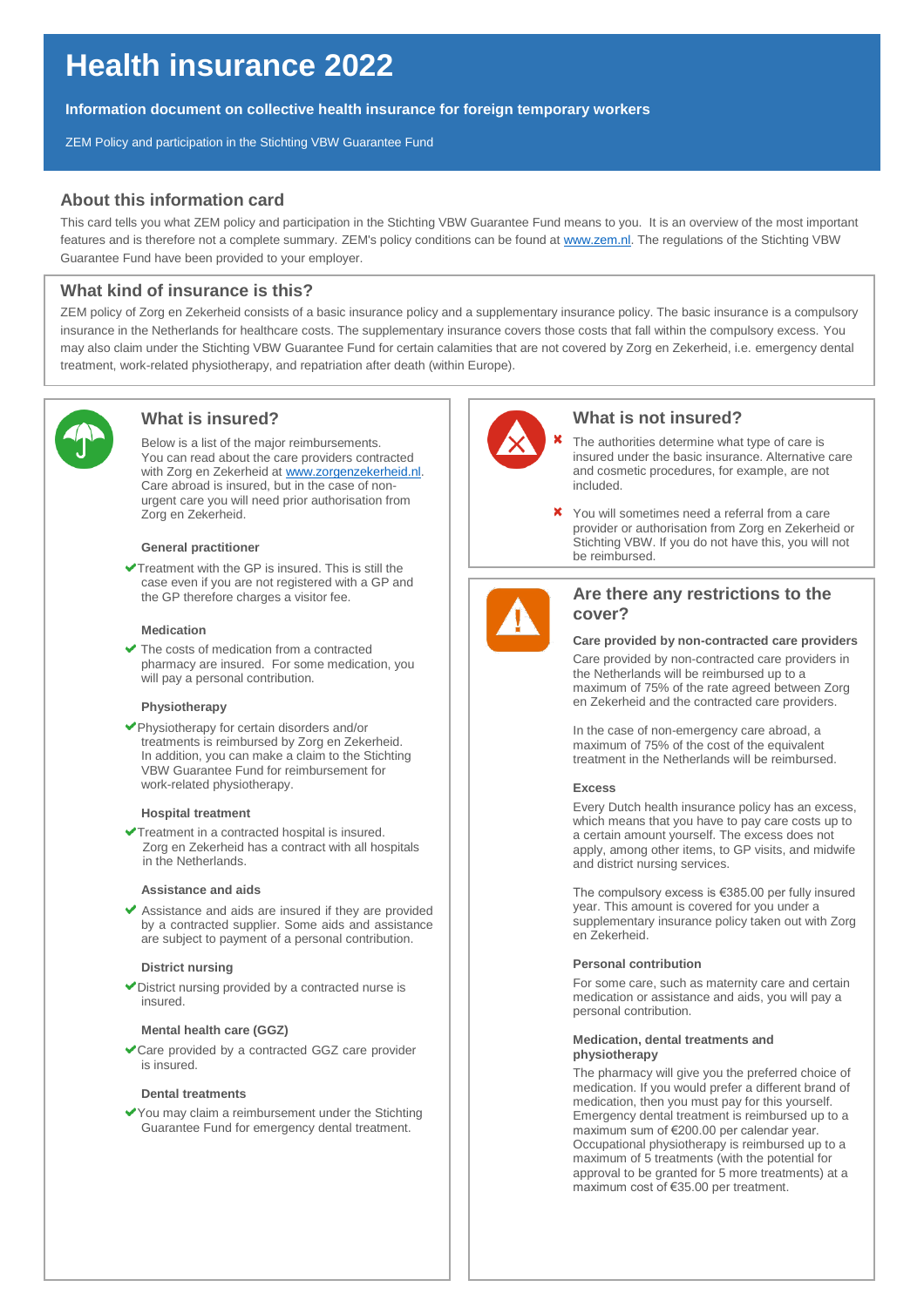# Health insurance 2022

**Information document on collective health insurance for foreign temporary workers**

ZEM Policy and participation in the Stichting VBW Guarantee Fund

## About this information card

This card tells you what ZEM policy and participation in the Stichting VBW Guarantee Fund means to you. It is an overview of the most important features and is therefore not a complete summary. ZEM's policy conditions can be found at www.zem.nl. The regulations of the Stichting VBW Guarantee Fund have been provided to your employer.

## What kind of insurance is this?

ZEM policy of Zorg en Zekerheid consists of a basic insurance policy and a supplementary insurance policy. The basic insurance is a compulsory insurance in the Netherlands for healthcare costs. The supplementary insurance covers those costs that fall within the compulsory excess. You may also claim under the Stichting VBW Guarantee Fund for certain calamities that are not covered by Zorg en Zekerheid, i.e. emergency dental treatment, work-related physiotherapy, and repatriation after death (within Europe).

## What is insured?

Below is a list of the major reimbursements. You can read about the care providers contracted with Zorg en Zekerheid at www.zorgenzekerheid.nl. Care abroad is insured, but in the case of non-urgent care you will need prior authorisation from Zorg en Zekerheid.

**General practitioner**

✔ Treatment with the GP is insured. This is still the case even if you are not registered with a GP and the GP therefore charges a visitor fee.

**Medication**

✔ The costs of medication from a contracted pharmacy are insured. For some medication, you will pay a personal contribution.

**Physiotherapy**

✔ Physiotherapy for certain disorders and/or treatments is reimbursed by Zorg en Zekerheid. In addition, you can make a claim to the Stichting VBW Guarantee Fund for reimbursement for work-related physiotherapy.

**Hospital treatment**

✔ Treatment in a contracted hospital is insured. Zorg en Zekerheid has a contract with all hospitals in the Netherlands.

**Assistance and aids**

✔ Assistance and aids are insured if they are provided by a contracted supplier. Some aids and assistance are subject to payment of a personal contribution.

**District nursing**

✔ District nursing provided by a contracted nurse is insured.

**Mental health care (GGZ)**

✔ Care provided by a contracted GGZ care provider is insured.

**Dental treatments**

✔ You may claim a reimbursement under the Stichting Guarantee Fund for emergency dental treatment.

## What is not insured?

✘ The authorities determine what type of care is insured under the basic insurance. Alternative care and cosmetic procedures, for example, are not included.

✘ You will sometimes need a referral from a care provider or authorisation from Zorg en Zekerheid or Stichting VBW. If you do not have this, you will not be reimbursed.

## Are there any restrictions to the cover?

**Care provided by non-contracted care providers**

Care provided by non-contracted care providers in the Netherlands will be reimbursed up to a maximum of 75% of the rate agreed between Zorg en Zekerheid and the contracted care providers.

In the case of non-emergency care abroad, a maximum of 75% of the cost of the equivalent treatment in the Netherlands will be reimbursed.

**Excess**

Every Dutch health insurance policy has an excess, which means that you have to pay care costs up to a certain amount yourself. The excess does not apply, among other items, to GP visits, and midwife and district nursing services.

The compulsory excess is €385.00 per fully insured year. This amount is covered for you under a supplementary insurance policy taken out with Zorg en Zekerheid.

**Personal contribution**

For some care, such as maternity care and certain medication or assistance and aids, you will pay a personal contribution.

**Medication, dental treatments and physiotherapy**

The pharmacy will give you the preferred choice of medication. If you would prefer a different brand of medication, then you must pay for this yourself. Emergency dental treatment is reimbursed up to a maximum sum of €200.00 per calendar year. Occupational physiotherapy is reimbursed up to a maximum of 5 treatments (with the potential for approval to be granted for 5 more treatments) at a maximum cost of €35.00 per treatment.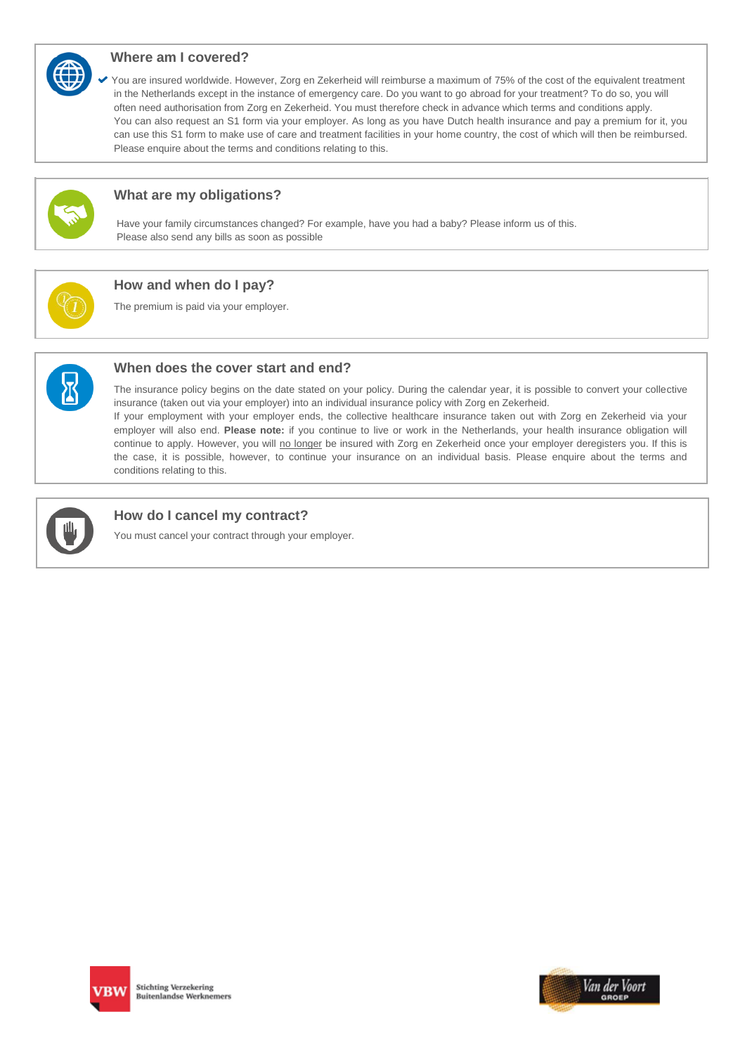## Where am I covered?

- You are insured worldwide. However, Zorg en Zekerheid will reimburse a maximum of 75% of the cost of the equivalent treatment in the Netherlands except in the instance of emergency care. Do you want to go abroad for your treatment? To do so, you will often need authorisation from Zorg en Zekerheid. You must therefore check in advance which terms and conditions apply. You can also request an S1 form via your employer. As long as you have Dutch health insurance and pay a premium for it, you can use this S1 form to make use of care and treatment facilities in your home country, the cost of which will then be reimbursed. Please enquire about the terms and conditions relating to this.

## What are my obligations?

Have your family circumstances changed? For example, have you had a baby? Please inform us of this.
Please also send any bills as soon as possible

## How and when do I pay?

The premium is paid via your employer.

## When does the cover start and end?

The insurance policy begins on the date stated on your policy. During the calendar year, it is possible to convert your collective insurance (taken out via your employer) into an individual insurance policy with Zorg en Zekerheid.
If your employment with your employer ends, the collective healthcare insurance taken out with Zorg en Zekerheid via your employer will also end. **Please note:** if you continue to live or work in the Netherlands, your health insurance obligation will continue to apply. However, you will no longer be insured with Zorg en Zekerheid once your employer deregisters you. If this is the case, it is possible, however, to continue your insurance on an individual basis. Please enquire about the terms and conditions relating to this.

## How do I cancel my contract?

You must cancel your contract through your employer.

VBW Stichting Verzekering Buitenlandse Werknemers

Van der Voort GROEP